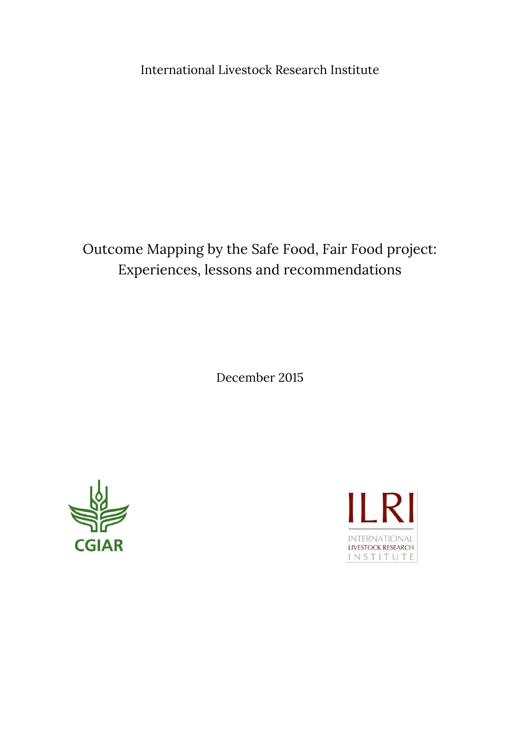International Livestock Research Institute

# Outcome Mapping by the Safe Food, Fair Food project: Experiences, lessons and recommendations

December 2015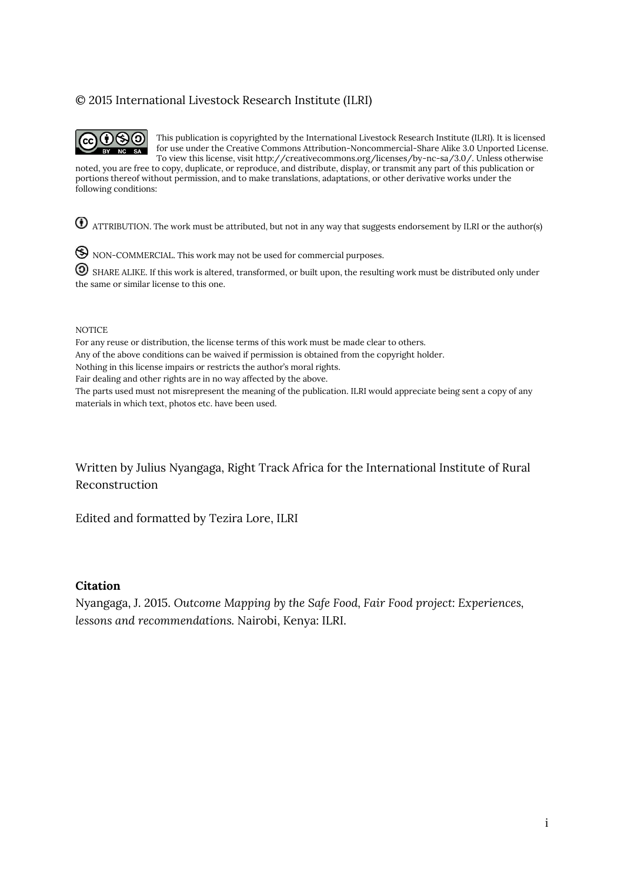© 2015 International Livestock Research Institute (ILRI)

This publication is copyrighted by the International Livestock Research Institute (ILRI). It is licensed for use under the Creative Commons Attribution-Noncommercial-Share Alike 3.0 Unported License. To view this license, visit http://creativecommons.org/licenses/by-nc-sa/3.0/. Unless otherwise noted, you are free to copy, duplicate, or reproduce, and distribute, display, or transmit any part of this publication or portions thereof without permission, and to make translations, adaptations, or other derivative works under the following conditions:

ATTRIBUTION. The work must be attributed, but not in any way that suggests endorsement by ILRI or the author(s)

NON-COMMERCIAL. This work may not be used for commercial purposes.

SHARE ALIKE. If this work is altered, transformed, or built upon, the resulting work must be distributed only under the same or similar license to this one.

NOTICE

For any reuse or distribution, the license terms of this work must be made clear to others.

Any of the above conditions can be waived if permission is obtained from the copyright holder.

Nothing in this license impairs or restricts the author's moral rights.

Fair dealing and other rights are in no way affected by the above.

The parts used must not misrepresent the meaning of the publication. ILRI would appreciate being sent a copy of any materials in which text, photos etc. have been used.

Written by Julius Nyangaga, Right Track Africa for the International Institute of Rural Reconstruction

Edited and formatted by Tezira Lore, ILRI

**Citation**

Nyangaga, J. 2015. *Outcome Mapping by the Safe Food, Fair Food project: Experiences, lessons and recommendations.* Nairobi, Kenya: ILRI.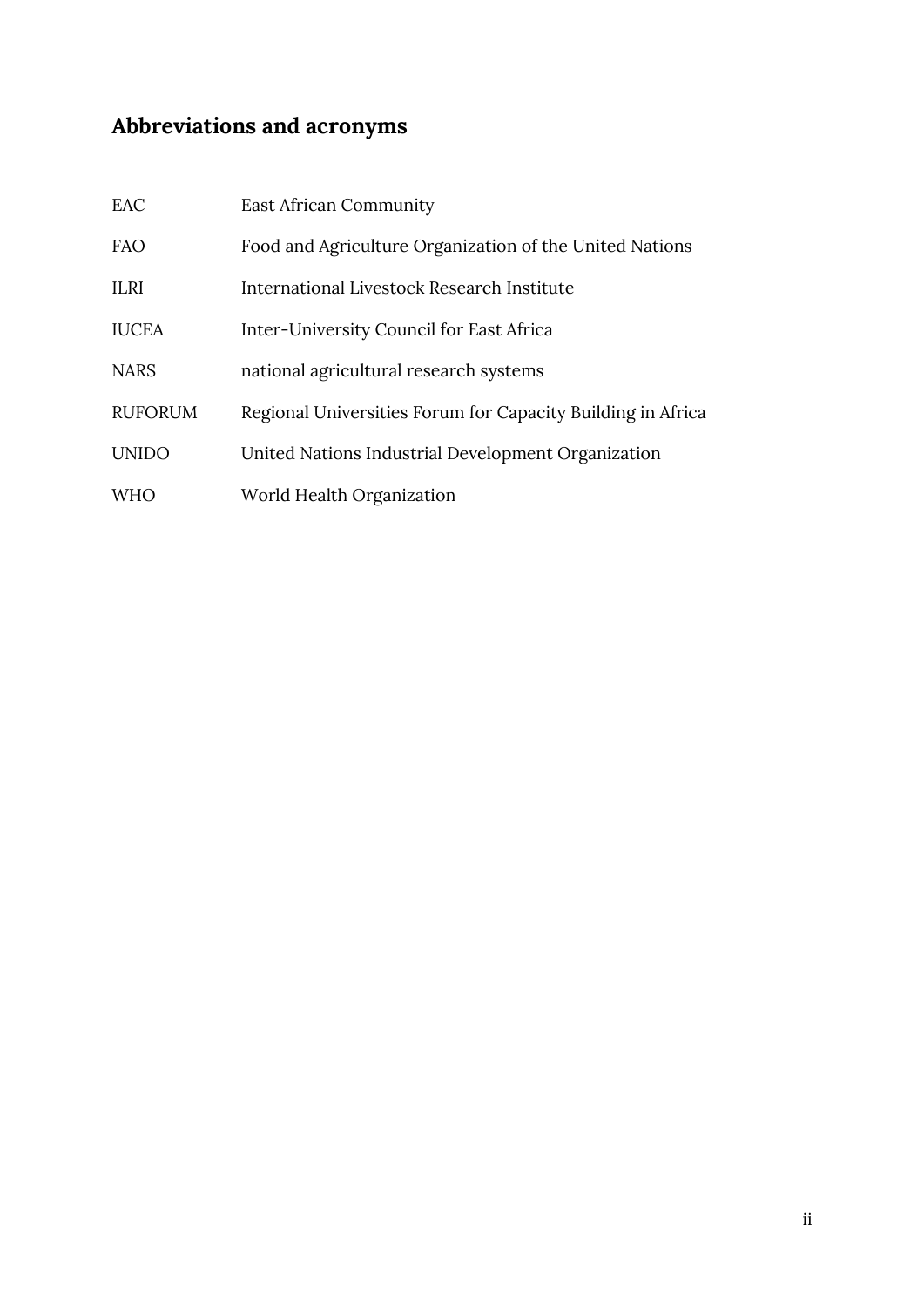## Abbreviations and acronyms

| | |
|---|---|
| EAC | East African Community |
| FAO | Food and Agriculture Organization of the United Nations |
| ILRI | International Livestock Research Institute |
| IUCEA | Inter-University Council for East Africa |
| NARS | national agricultural research systems |
| RUFORUM | Regional Universities Forum for Capacity Building in Africa |
| UNIDO | United Nations Industrial Development Organization |
| WHO | World Health Organization |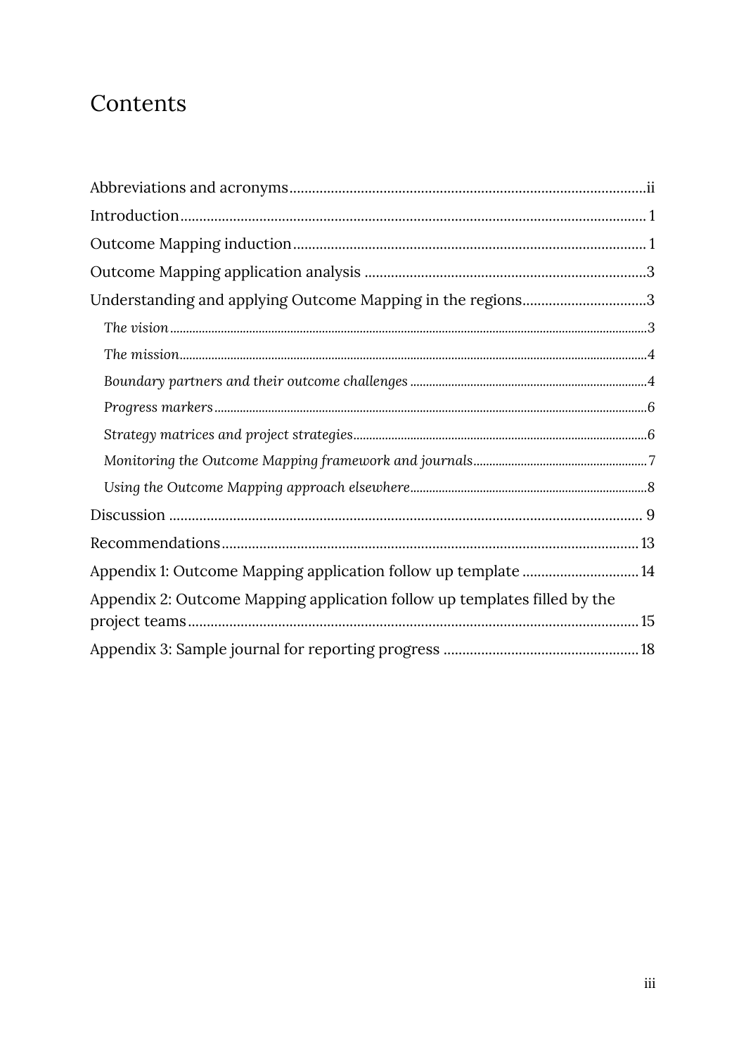# Contents

Abbreviations and acronyms .......... ii

Introduction .......... 1

Outcome Mapping induction .......... 1

Outcome Mapping application analysis .......... 3

Understanding and applying Outcome Mapping in the regions .......... 3

- *The vision* .......... 3
- *The mission* .......... 4
- *Boundary partners and their outcome challenges* .......... 4
- *Progress markers* .......... 6
- *Strategy matrices and project strategies* .......... 6
- *Monitoring the Outcome Mapping framework and journals* .......... 7
- *Using the Outcome Mapping approach elsewhere* .......... 8

Discussion .......... 9

Recommendations .......... 13

Appendix 1: Outcome Mapping application follow up template .......... 14

Appendix 2: Outcome Mapping application follow up templates filled by the project teams .......... 15

Appendix 3: Sample journal for reporting progress .......... 18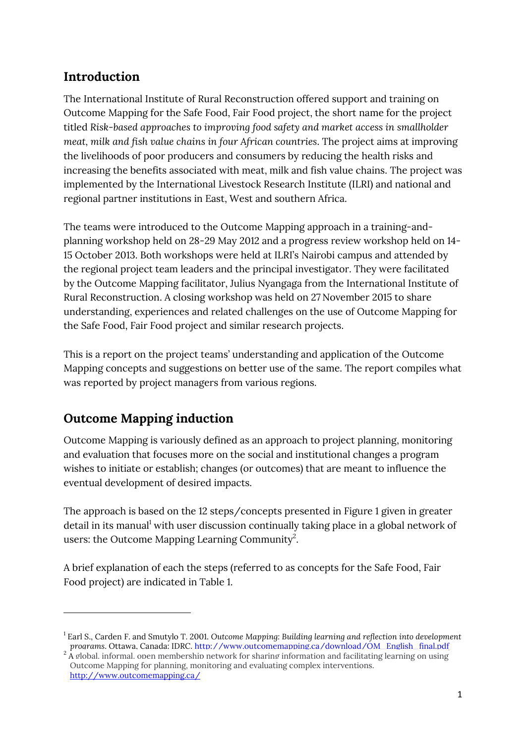## Introduction

The International Institute of Rural Reconstruction offered support and training on Outcome Mapping for the Safe Food, Fair Food project, the short name for the project titled *Risk-based approaches to improving food safety and market access in smallholder meat, milk and fish value chains in four African countries*. The project aims at improving the livelihoods of poor producers and consumers by reducing the health risks and increasing the benefits associated with meat, milk and fish value chains. The project was implemented by the International Livestock Research Institute (ILRI) and national and regional partner institutions in East, West and southern Africa.

The teams were introduced to the Outcome Mapping approach in a training-and-planning workshop held on 28-29 May 2012 and a progress review workshop held on 14-15 October 2013. Both workshops were held at ILRI's Nairobi campus and attended by the regional project team leaders and the principal investigator. They were facilitated by the Outcome Mapping facilitator, Julius Nyangaga from the International Institute of Rural Reconstruction. A closing workshop was held on 27 November 2015 to share understanding, experiences and related challenges on the use of Outcome Mapping for the Safe Food, Fair Food project and similar research projects.

This is a report on the project teams' understanding and application of the Outcome Mapping concepts and suggestions on better use of the same. The report compiles what was reported by project managers from various regions.

## Outcome Mapping induction

Outcome Mapping is variously defined as an approach to project planning, monitoring and evaluation that focuses more on the social and institutional changes a program wishes to initiate or establish; changes (or outcomes) that are meant to influence the eventual development of desired impacts.

The approach is based on the 12 steps/concepts presented in Figure 1 given in greater detail in its manual[1] with user discussion continually taking place in a global network of users: the Outcome Mapping Learning Community[2].

A brief explanation of each the steps (referred to as concepts for the Safe Food, Fair Food project) are indicated in Table 1.

---

[1] Earl S., Carden F. and Smutylo T. 2001. *Outcome Mapping: Building learning and reflection into development programs*. Ottawa, Canada: IDRC. http://www.outcomemapping.ca/download/OM_English_final.pdf

[2] A global, informal, open membership network for sharing information and facilitating learning on using Outcome Mapping for planning, monitoring and evaluating complex interventions. http://www.outcomemapping.ca/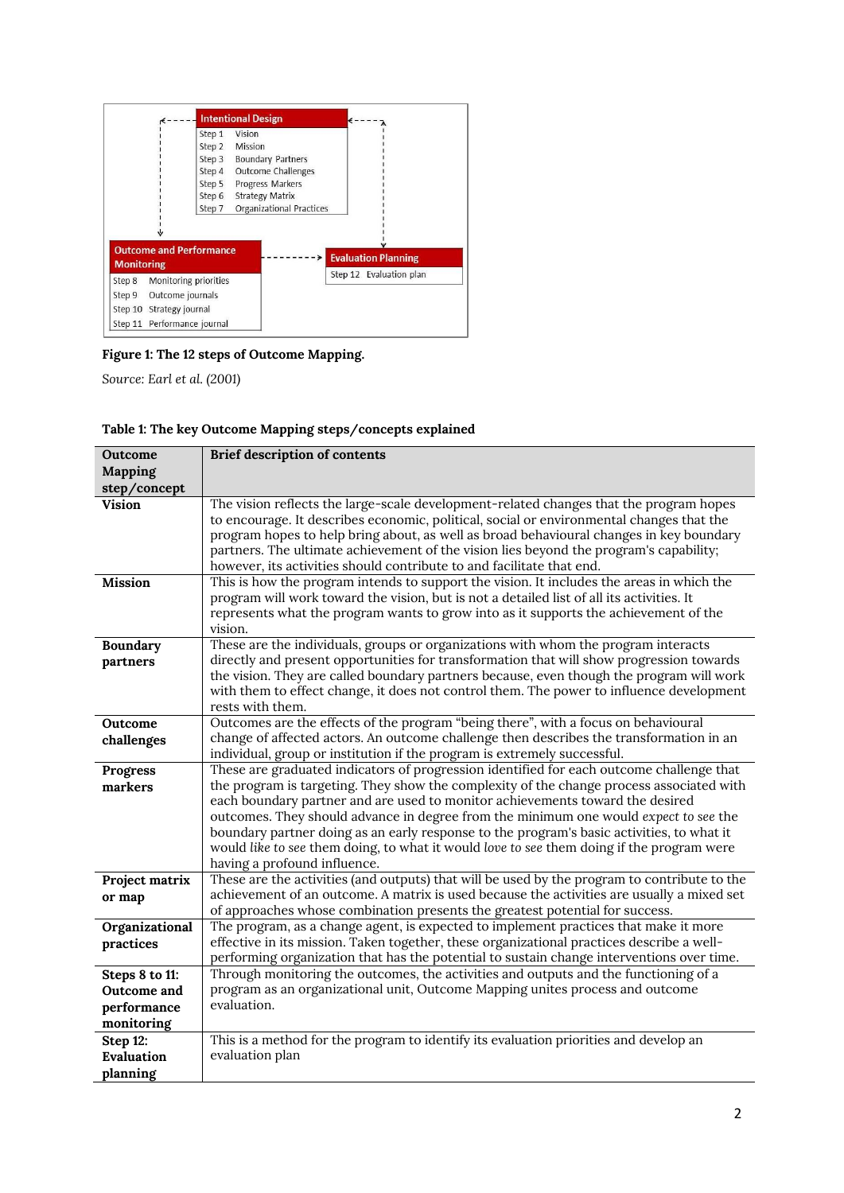**Intentional Design**

- Step 1 Vision
- Step 2 Mission
- Step 3 Boundary Partners
- Step 4 Outcome Challenges
- Step 5 Progress Markers
- Step 6 Strategy Matrix
- Step 7 Organizational Practices

**Outcome and Performance Monitoring**

- Step 8 Monitoring priorities
- Step 9 Outcome journals
- Step 10 Strategy journal
- Step 11 Performance journal

**Evaluation Planning**

- Step 12 Evaluation plan

**Figure 1: The 12 steps of Outcome Mapping.**

*Source: Earl et al. (2001)*

**Table 1: The key Outcome Mapping steps/concepts explained**

| Outcome Mapping step/concept | Brief description of contents |
|---|---|
| **Vision** | The vision reflects the large-scale development-related changes that the program hopes to encourage. It describes economic, political, social or environmental changes that the program hopes to help bring about, as well as broad behavioural changes in key boundary partners. The ultimate achievement of the vision lies beyond the program's capability; however, its activities should contribute to and facilitate that end. |
| **Mission** | This is how the program intends to support the vision. It includes the areas in which the program will work toward the vision, but is not a detailed list of all its activities. It represents what the program wants to grow into as it supports the achievement of the vision. |
| **Boundary partners** | These are the individuals, groups or organizations with whom the program interacts directly and present opportunities for transformation that will show progression towards the vision. They are called boundary partners because, even though the program will work with them to effect change, it does not control them. The power to influence development rests with them. |
| **Outcome challenges** | Outcomes are the effects of the program "being there", with a focus on behavioural change of affected actors. An outcome challenge then describes the transformation in an individual, group or institution if the program is extremely successful. |
| **Progress markers** | These are graduated indicators of progression identified for each outcome challenge that the program is targeting. They show the complexity of the change process associated with each boundary partner and are used to monitor achievements toward the desired outcomes. They should advance in degree from the minimum one would *expect to see* the boundary partner doing as an early response to the program's basic activities, to what it would *like to see* them doing, to what it would *love to see* them doing if the program were having a profound influence. |
| **Project matrix or map** | These are the activities (and outputs) that will be used by the program to contribute to the achievement of an outcome. A matrix is used because the activities are usually a mixed set of approaches whose combination presents the greatest potential for success. |
| **Organizational practices** | The program, as a change agent, is expected to implement practices that make it more effective in its mission. Taken together, these organizational practices describe a well-performing organization that has the potential to sustain change interventions over time. |
| **Steps 8 to 11: Outcome and performance monitoring** | Through monitoring the outcomes, the activities and outputs and the functioning of a program as an organizational unit, Outcome Mapping unites process and outcome evaluation. |
| **Step 12: Evaluation planning** | This is a method for the program to identify its evaluation priorities and develop an evaluation plan |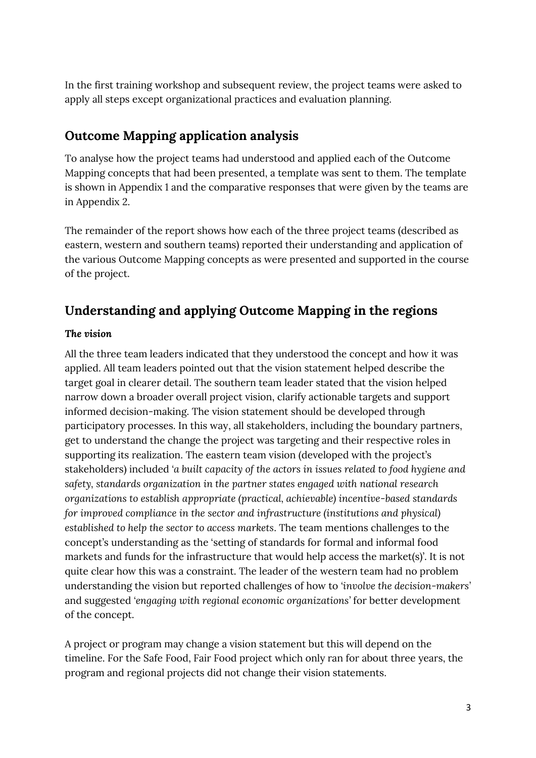In the first training workshop and subsequent review, the project teams were asked to apply all steps except organizational practices and evaluation planning.

## Outcome Mapping application analysis

To analyse how the project teams had understood and applied each of the Outcome Mapping concepts that had been presented, a template was sent to them. The template is shown in Appendix 1 and the comparative responses that were given by the teams are in Appendix 2.

The remainder of the report shows how each of the three project teams (described as eastern, western and southern teams) reported their understanding and application of the various Outcome Mapping concepts as were presented and supported in the course of the project.

## Understanding and applying Outcome Mapping in the regions

### *The vision*

All the three team leaders indicated that they understood the concept and how it was applied. All team leaders pointed out that the vision statement helped describe the target goal in clearer detail. The southern team leader stated that the vision helped narrow down a broader overall project vision, clarify actionable targets and support informed decision-making. The vision statement should be developed through participatory processes. In this way, all stakeholders, including the boundary partners, get to understand the change the project was targeting and their respective roles in supporting its realization. The eastern team vision (developed with the project's stakeholders) included '*a built capacity of the actors in issues related to food hygiene and safety, standards organization in the partner states engaged with national research organizations to establish appropriate (practical, achievable) incentive-based standards for improved compliance in the sector and infrastructure (institutions and physical) established to help the sector to access markets*. The team mentions challenges to the concept's understanding as the 'setting of standards for formal and informal food markets and funds for the infrastructure that would help access the market(s)'. It is not quite clear how this was a constraint. The leader of the western team had no problem understanding the vision but reported challenges of how to '*involve the decision-makers*' and suggested '*engaging with regional economic organizations*' for better development of the concept.

A project or program may change a vision statement but this will depend on the timeline. For the Safe Food, Fair Food project which only ran for about three years, the program and regional projects did not change their vision statements.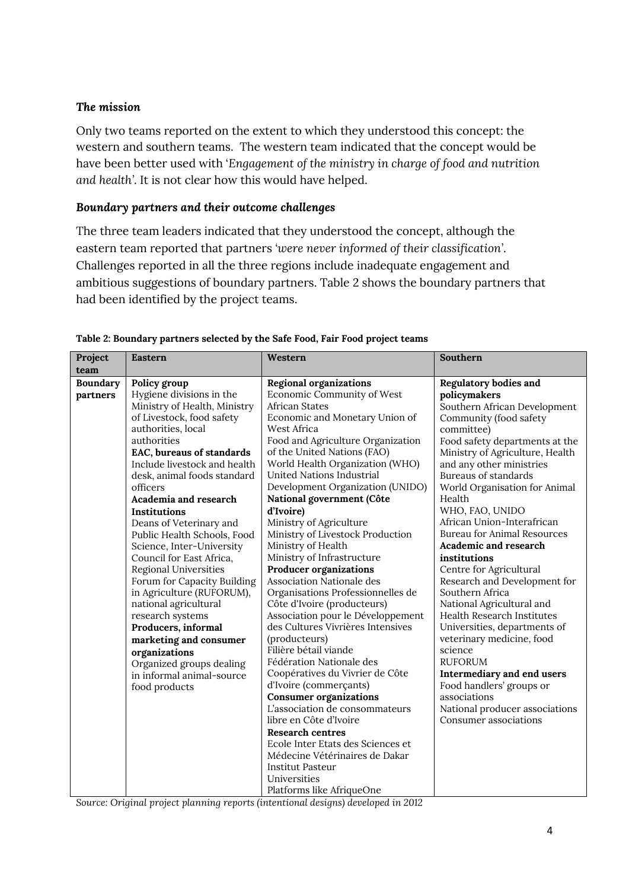### *The mission*

Only two teams reported on the extent to which they understood this concept: the western and southern teams. The western team indicated that the concept would be have been better used with '*Engagement of the ministry in charge of food and nutrition and health*'. It is not clear how this would have helped.

### *Boundary partners and their outcome challenges*

The three team leaders indicated that they understood the concept, although the eastern team reported that partners '*were never informed of their classification*'. Challenges reported in all the three regions include inadequate engagement and ambitious suggestions of boundary partners. Table 2 shows the boundary partners that had been identified by the project teams.

**Table 2: Boundary partners selected by the Safe Food, Fair Food project teams**

| Project team | Eastern | Western | Southern |
|---|---|---|---|
| **Boundary partners** | **Policy group**<br>Hygiene divisions in the Ministry of Health, Ministry of Livestock, food safety authorities, local authorities<br>**EAC, bureaus of standards**<br>Include livestock and health desk, animal foods standard officers<br>**Academia and research Institutions**<br>Deans of Veterinary and Public Health Schools, Food Science, Inter-University Council for East Africa, Regional Universities Forum for Capacity Building in Agriculture (RUFORUM), national agricultural research systems<br>**Producers, informal marketing and consumer organizations**<br>Organized groups dealing in informal animal-source food products | **Regional organizations**<br>Economic Community of West African States<br>Economic and Monetary Union of West Africa<br>Food and Agriculture Organization of the United Nations (FAO)<br>World Health Organization (WHO)<br>United Nations Industrial Development Organization (UNIDO)<br>**National government (Côte d'Ivoire)**<br>Ministry of Agriculture<br>Ministry of Livestock Production<br>Ministry of Health<br>Ministry of Infrastructure<br>**Producer organizations**<br>Association Nationale des Organisations Professionnelles de Côte d'Ivoire (producteurs)<br>Association pour le Développement des Cultures Vivrières Intensives (producteurs)<br>Filière bétail viande<br>Fédération Nationale des Coopératives du Vivrier de Côte d'Ivoire (commerçants)<br>**Consumer organizations**<br>L'association de consommateurs libre en Côte d'Ivoire<br>**Research centres**<br>Ecole Inter Etats des Sciences et Médecine Vétérinaires de Dakar<br>Institut Pasteur<br>Universities<br>Platforms like AfriqueOne | **Regulatory bodies and policymakers**<br>Southern African Development Community (food safety committee)<br>Food safety departments at the Ministry of Agriculture, Health and any other ministries<br>Bureaus of standards<br>World Organisation for Animal Health<br>WHO, FAO, UNIDO<br>African Union-Interafrican Bureau for Animal Resources<br>**Academic and research institutions**<br>Centre for Agricultural Research and Development for Southern Africa<br>National Agricultural and Health Research Institutes<br>Universities, departments of veterinary medicine, food science<br>RUFORUM<br>**Intermediary and end users**<br>Food handlers' groups or associations<br>National producer associations<br>Consumer associations |

*Source: Original project planning reports (intentional designs) developed in 2012*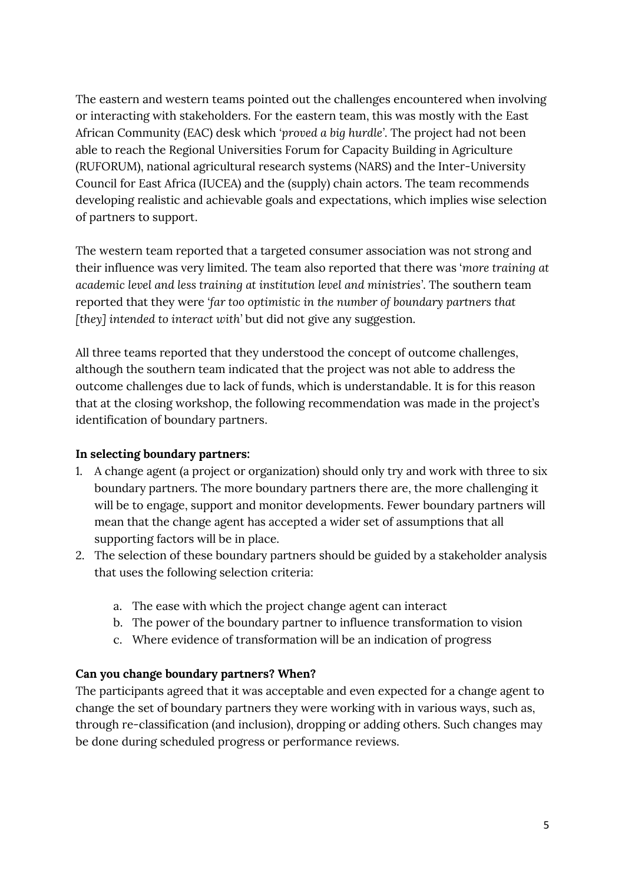The eastern and western teams pointed out the challenges encountered when involving or interacting with stakeholders. For the eastern team, this was mostly with the East African Community (EAC) desk which *'proved a big hurdle'*. The project had not been able to reach the Regional Universities Forum for Capacity Building in Agriculture (RUFORUM), national agricultural research systems (NARS) and the Inter-University Council for East Africa (IUCEA) and the (supply) chain actors. The team recommends developing realistic and achievable goals and expectations, which implies wise selection of partners to support.

The western team reported that a targeted consumer association was not strong and their influence was very limited. The team also reported that there was '*more training at academic level and less training at institution level and ministries*'. The southern team reported that they were *'far too optimistic in the number of boundary partners that [they] intended to interact with'* but did not give any suggestion.

All three teams reported that they understood the concept of outcome challenges, although the southern team indicated that the project was not able to address the outcome challenges due to lack of funds, which is understandable. It is for this reason that at the closing workshop, the following recommendation was made in the project's identification of boundary partners.

**In selecting boundary partners:**

1. A change agent (a project or organization) should only try and work with three to six boundary partners. The more boundary partners there are, the more challenging it will be to engage, support and monitor developments. Fewer boundary partners will mean that the change agent has accepted a wider set of assumptions that all supporting factors will be in place.
2. The selection of these boundary partners should be guided by a stakeholder analysis that uses the following selection criteria:
    a. The ease with which the project change agent can interact
    b. The power of the boundary partner to influence transformation to vision
    c. Where evidence of transformation will be an indication of progress

**Can you change boundary partners? When?**

The participants agreed that it was acceptable and even expected for a change agent to change the set of boundary partners they were working with in various ways, such as, through re-classification (and inclusion), dropping or adding others. Such changes may be done during scheduled progress or performance reviews.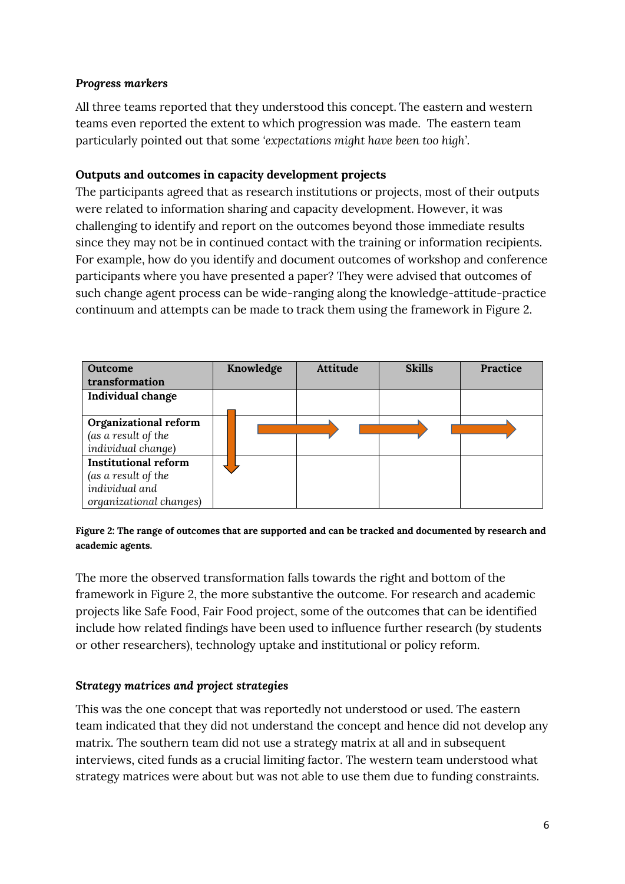***Progress markers***

All three teams reported that they understood this concept. The eastern and western teams even reported the extent to which progression was made. The eastern team particularly pointed out that some *'expectations might have been too high'*.

**Outputs and outcomes in capacity development projects**

The participants agreed that as research institutions or projects, most of their outputs were related to information sharing and capacity development. However, it was challenging to identify and report on the outcomes beyond those immediate results since they may not be in continued contact with the training or information recipients. For example, how do you identify and document outcomes of workshop and conference participants where you have presented a paper? They were advised that outcomes of such change agent process can be wide-ranging along the knowledge-attitude-practice continuum and attempts can be made to track them using the framework in Figure 2.

| Outcome transformation | Knowledge | Attitude | Skills | Practice |
|---|---|---|---|---|
| **Individual change** | | | | |
| **Organizational reform** *(as a result of the individual change)* | | | | |
| **Institutional reform** *(as a result of the individual and organizational changes)* | | | | |

**Figure 2: The range of outcomes that are supported and can be tracked and documented by research and academic agents.**

The more the observed transformation falls towards the right and bottom of the framework in Figure 2, the more substantive the outcome. For research and academic projects like Safe Food, Fair Food project, some of the outcomes that can be identified include how related findings have been used to influence further research (by students or other researchers), technology uptake and institutional or policy reform.

***Strategy matrices and project strategies***

This was the one concept that was reportedly not understood or used. The eastern team indicated that they did not understand the concept and hence did not develop any matrix. The southern team did not use a strategy matrix at all and in subsequent interviews, cited funds as a crucial limiting factor. The western team understood what strategy matrices were about but was not able to use them due to funding constraints.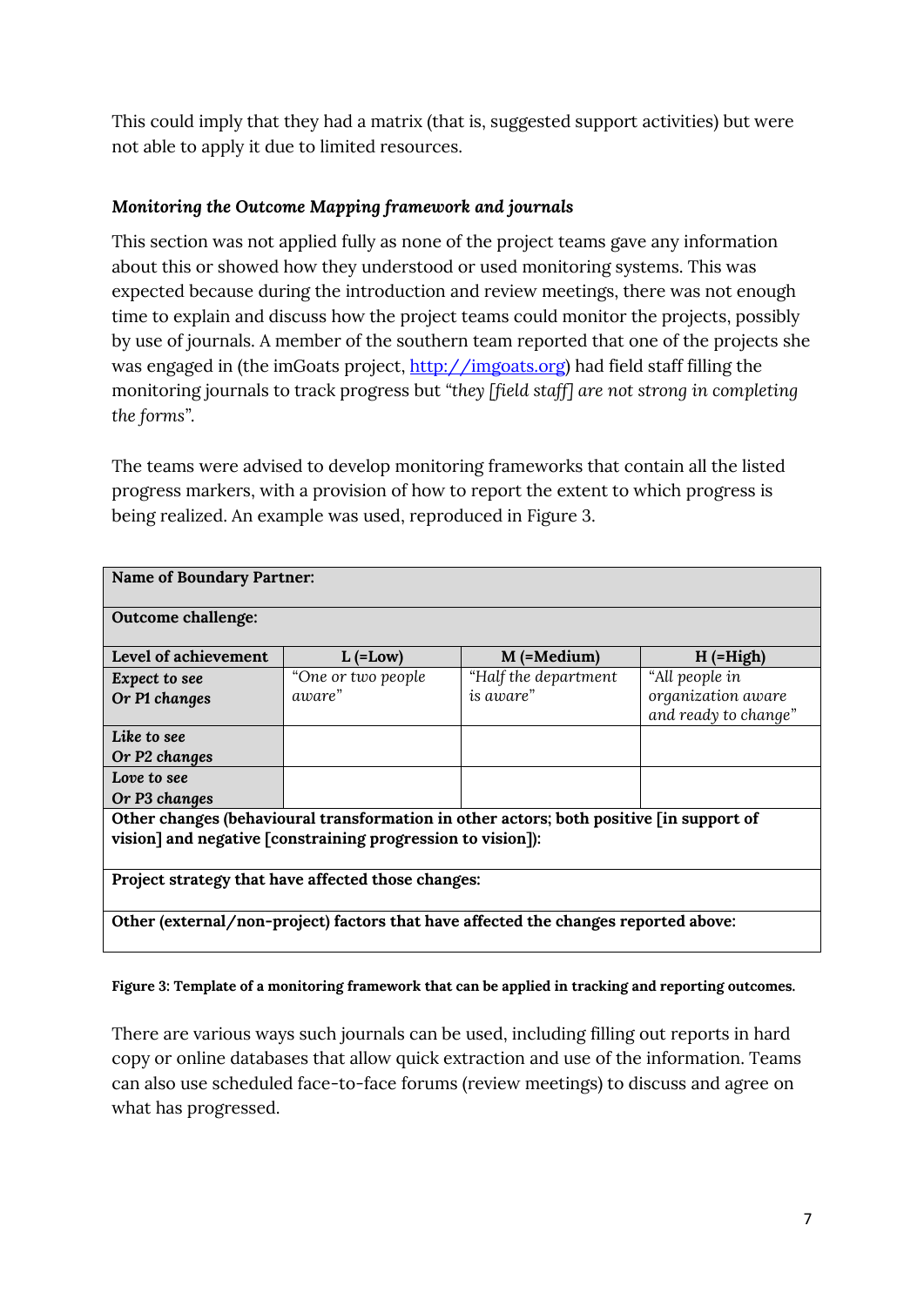This could imply that they had a matrix (that is, suggested support activities) but were not able to apply it due to limited resources.

### *Monitoring the Outcome Mapping framework and journals*

This section was not applied fully as none of the project teams gave any information about this or showed how they understood or used monitoring systems. This was expected because during the introduction and review meetings, there was not enough time to explain and discuss how the project teams could monitor the projects, possibly by use of journals. A member of the southern team reported that one of the projects she was engaged in (the imGoats project, [http://imgoats.org](http://imgoats.org)) had field staff filling the monitoring journals to track progress but *"they [field staff] are not strong in completing the forms"*.

The teams were advised to develop monitoring frameworks that contain all the listed progress markers, with a provision of how to report the extent to which progress is being realized. An example was used, reproduced in Figure 3.

| **Name of Boundary Partner:** | | | |
|---|---|---|---|
| **Outcome challenge:** | | | |
| **Level of achievement** | **L (=Low)** | **M (=Medium)** | **H (=High)** |
| ***Expect to see Or P1 changes*** | *"One or two people aware"* | *"Half the department is aware"* | *"All people in organization aware and ready to change"* |
| ***Like to see Or P2 changes*** | | | |
| ***Love to see Or P3 changes*** | | | |
| **Other changes (behavioural transformation in other actors; both positive [in support of vision] and negative [constraining progression to vision]):** | | | |
| **Project strategy that have affected those changes:** | | | |
| **Other (external/non-project) factors that have affected the changes reported above:** | | | |

**Figure 3: Template of a monitoring framework that can be applied in tracking and reporting outcomes.**

There are various ways such journals can be used, including filling out reports in hard copy or online databases that allow quick extraction and use of the information. Teams can also use scheduled face-to-face forums (review meetings) to discuss and agree on what has progressed.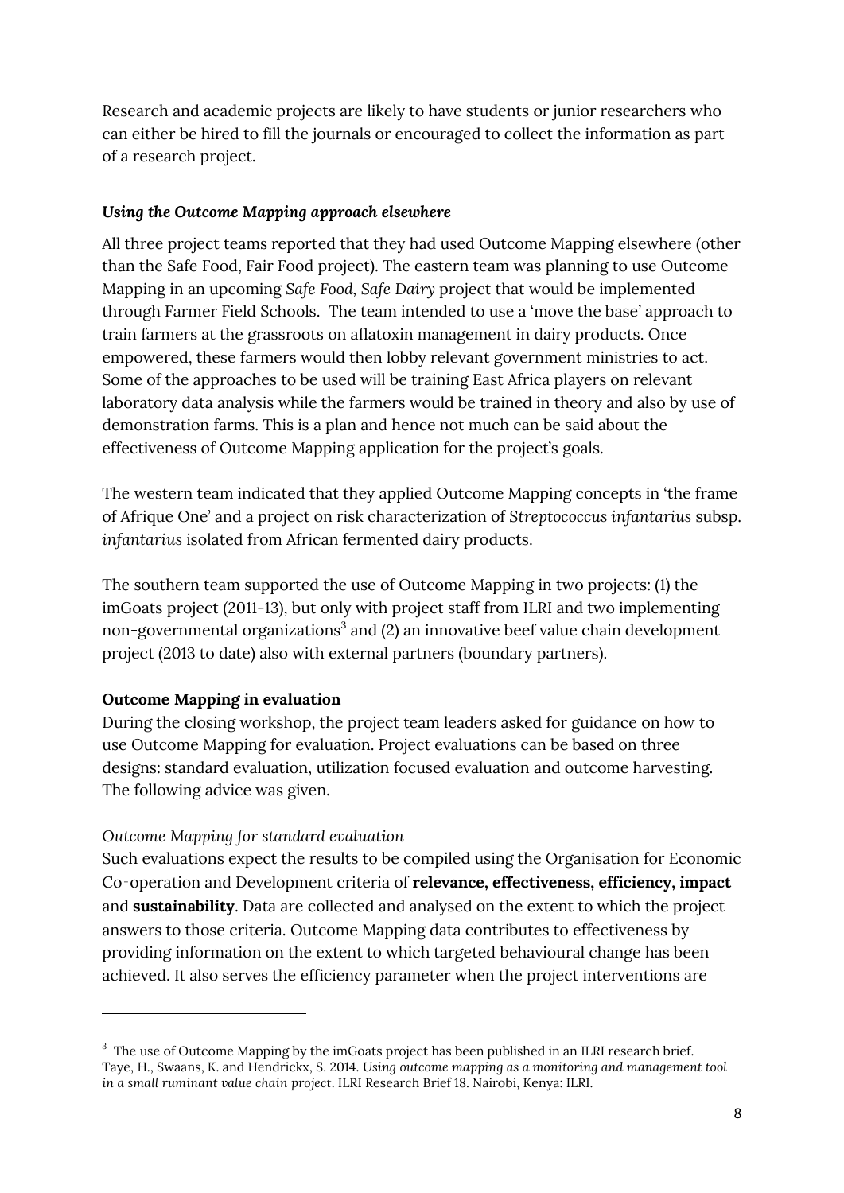Research and academic projects are likely to have students or junior researchers who can either be hired to fill the journals or encouraged to collect the information as part of a research project.

***Using the Outcome Mapping approach elsewhere***

All three project teams reported that they had used Outcome Mapping elsewhere (other than the Safe Food, Fair Food project). The eastern team was planning to use Outcome Mapping in an upcoming *Safe Food, Safe Dairy* project that would be implemented through Farmer Field Schools. The team intended to use a 'move the base' approach to train farmers at the grassroots on aflatoxin management in dairy products. Once empowered, these farmers would then lobby relevant government ministries to act. Some of the approaches to be used will be training East Africa players on relevant laboratory data analysis while the farmers would be trained in theory and also by use of demonstration farms. This is a plan and hence not much can be said about the effectiveness of Outcome Mapping application for the project's goals.

The western team indicated that they applied Outcome Mapping concepts in 'the frame of Afrique One' and a project on risk characterization of *Streptococcus infantarius* subsp. *infantarius* isolated from African fermented dairy products.

The southern team supported the use of Outcome Mapping in two projects: (1) the imGoats project (2011-13), but only with project staff from ILRI and two implementing non-governmental organizations[3] and (2) an innovative beef value chain development project (2013 to date) also with external partners (boundary partners).

**Outcome Mapping in evaluation**

During the closing workshop, the project team leaders asked for guidance on how to use Outcome Mapping for evaluation. Project evaluations can be based on three designs: standard evaluation, utilization focused evaluation and outcome harvesting. The following advice was given.

*Outcome Mapping for standard evaluation*

Such evaluations expect the results to be compiled using the Organisation for Economic Co-operation and Development criteria of **relevance, effectiveness, efficiency, impact** and **sustainability**. Data are collected and analysed on the extent to which the project answers to those criteria. Outcome Mapping data contributes to effectiveness by providing information on the extent to which targeted behavioural change has been achieved. It also serves the efficiency parameter when the project interventions are

---

[3] The use of Outcome Mapping by the imGoats project has been published in an ILRI research brief. Taye, H., Swaans, K. and Hendrickx, S. 2014. *Using outcome mapping as a monitoring and management tool in a small ruminant value chain project*. ILRI Research Brief 18. Nairobi, Kenya: ILRI.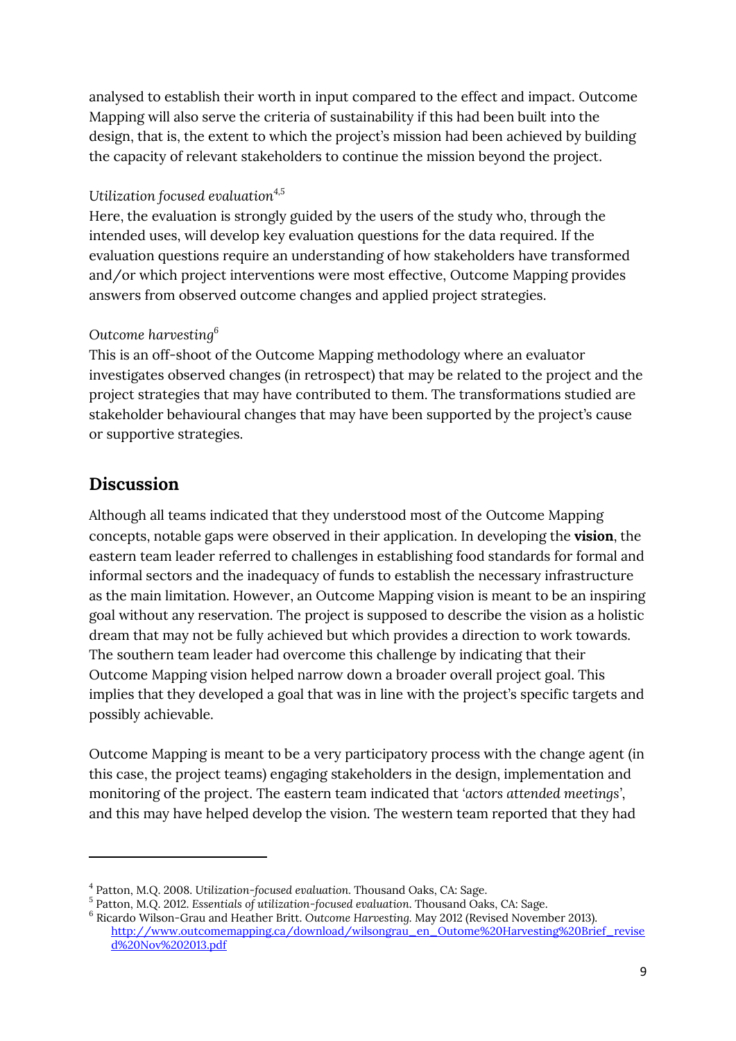analysed to establish their worth in input compared to the effect and impact. Outcome Mapping will also serve the criteria of sustainability if this had been built into the design, that is, the extent to which the project's mission had been achieved by building the capacity of relevant stakeholders to continue the mission beyond the project.

*Utilization focused evaluation*[4,5]

Here, the evaluation is strongly guided by the users of the study who, through the intended uses, will develop key evaluation questions for the data required. If the evaluation questions require an understanding of how stakeholders have transformed and/or which project interventions were most effective, Outcome Mapping provides answers from observed outcome changes and applied project strategies.

*Outcome harvesting*[6]

This is an off-shoot of the Outcome Mapping methodology where an evaluator investigates observed changes (in retrospect) that may be related to the project and the project strategies that may have contributed to them. The transformations studied are stakeholder behavioural changes that may have been supported by the project's cause or supportive strategies.

## Discussion

Although all teams indicated that they understood most of the Outcome Mapping concepts, notable gaps were observed in their application. In developing the **vision**, the eastern team leader referred to challenges in establishing food standards for formal and informal sectors and the inadequacy of funds to establish the necessary infrastructure as the main limitation. However, an Outcome Mapping vision is meant to be an inspiring goal without any reservation. The project is supposed to describe the vision as a holistic dream that may not be fully achieved but which provides a direction to work towards. The southern team leader had overcome this challenge by indicating that their Outcome Mapping vision helped narrow down a broader overall project goal. This implies that they developed a goal that was in line with the project's specific targets and possibly achievable.

Outcome Mapping is meant to be a very participatory process with the change agent (in this case, the project teams) engaging stakeholders in the design, implementation and monitoring of the project. The eastern team indicated that '*actors attended meetings*', and this may have helped develop the vision. The western team reported that they had

---

[4] Patton, M.Q. 2008. *Utilization-focused evaluation*. Thousand Oaks, CA: Sage.

[5] Patton, M.Q. 2012. *Essentials of utilization-focused evaluation*. Thousand Oaks, CA: Sage.

[6] Ricardo Wilson-Grau and Heather Britt. *Outcome Harvesting*. May 2012 (Revised November 2013). http://www.outcomemapping.ca/download/wilsongrau_en_Outome%20Harvesting%20Brief_revised%20Nov%202013.pdf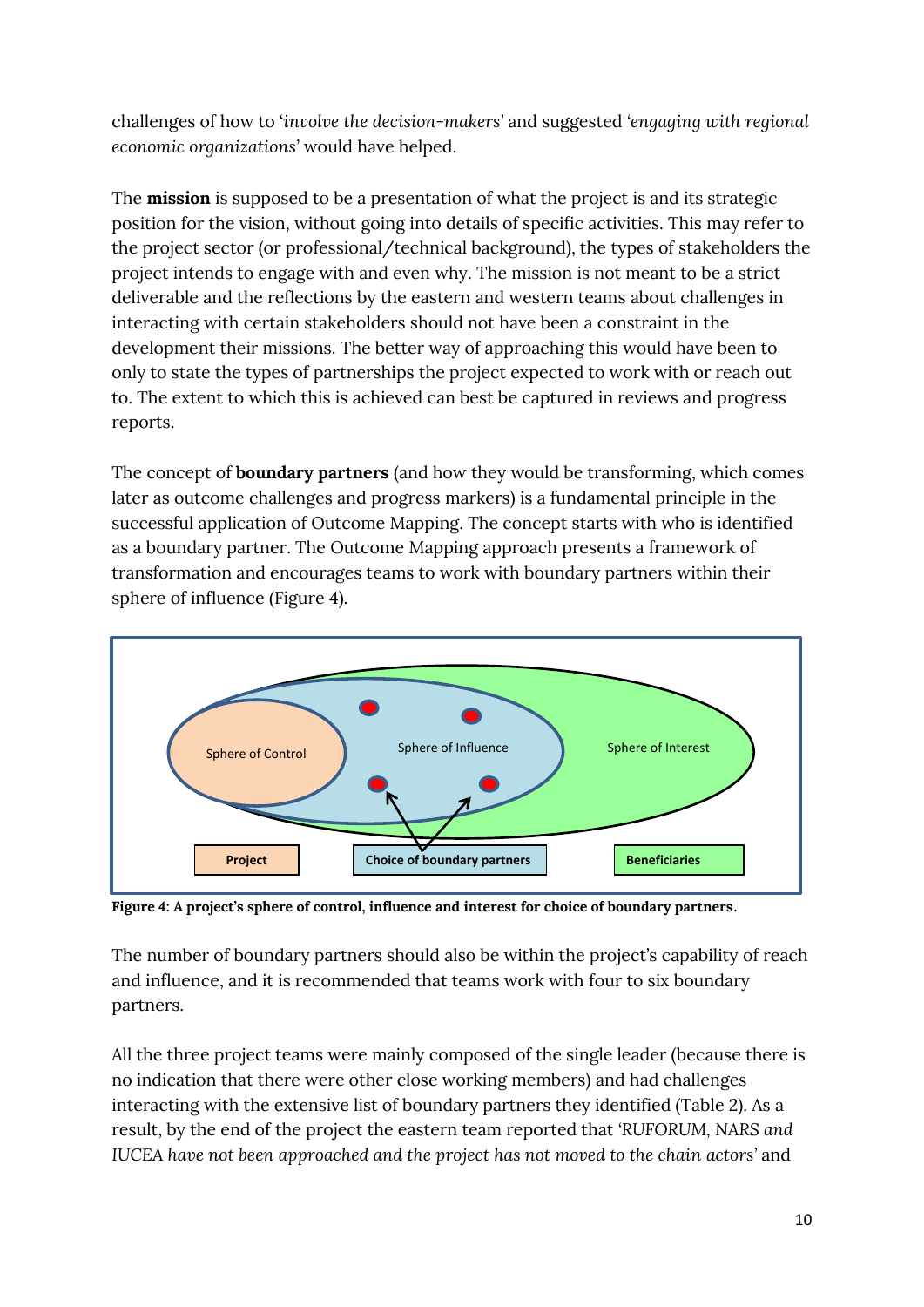challenges of how to '*involve the decision-makers*' and suggested '*engaging with regional economic organizations*' would have helped.

The **mission** is supposed to be a presentation of what the project is and its strategic position for the vision, without going into details of specific activities. This may refer to the project sector (or professional/technical background), the types of stakeholders the project intends to engage with and even why. The mission is not meant to be a strict deliverable and the reflections by the eastern and western teams about challenges in interacting with certain stakeholders should not have been a constraint in the development their missions. The better way of approaching this would have been to only to state the types of partnerships the project expected to work with or reach out to. The extent to which this is achieved can best be captured in reviews and progress reports.

The concept of **boundary partners** (and how they would be transforming, which comes later as outcome challenges and progress markers) is a fundamental principle in the successful application of Outcome Mapping. The concept starts with who is identified as a boundary partner. The Outcome Mapping approach presents a framework of transformation and encourages teams to work with boundary partners within their sphere of influence (Figure 4).

Sphere of Control — Sphere of Influence — Sphere of Interest

Project — Choice of boundary partners — Beneficiaries

**Figure 4: A project's sphere of control, influence and interest for choice of boundary partners.**

The number of boundary partners should also be within the project's capability of reach and influence, and it is recommended that teams work with four to six boundary partners.

All the three project teams were mainly composed of the single leader (because there is no indication that there were other close working members) and had challenges interacting with the extensive list of boundary partners they identified (Table 2). As a result, by the end of the project the eastern team reported that '*RUFORUM, NARS and IUCEA have not been approached and the project has not moved to the chain actors*' and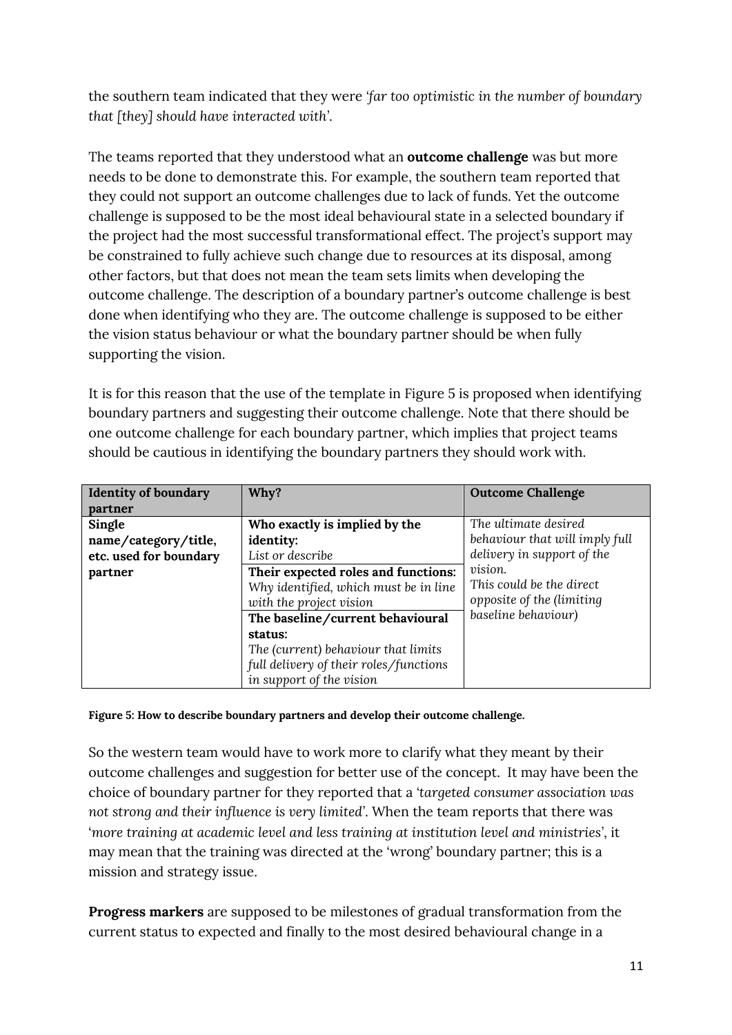the southern team indicated that they were *'far too optimistic in the number of boundary that [they] should have interacted with'*.

The teams reported that they understood what an **outcome challenge** was but more needs to be done to demonstrate this. For example, the southern team reported that they could not support an outcome challenges due to lack of funds. Yet the outcome challenge is supposed to be the most ideal behavioural state in a selected boundary if the project had the most successful transformational effect. The project's support may be constrained to fully achieve such change due to resources at its disposal, among other factors, but that does not mean the team sets limits when developing the outcome challenge. The description of a boundary partner's outcome challenge is best done when identifying who they are. The outcome challenge is supposed to be either the vision status behaviour or what the boundary partner should be when fully supporting the vision.

It is for this reason that the use of the template in Figure 5 is proposed when identifying boundary partners and suggesting their outcome challenge. Note that there should be one outcome challenge for each boundary partner, which implies that project teams should be cautious in identifying the boundary partners they should work with.

| Identity of boundary partner | Why? | Outcome Challenge |
|---|---|---|
| **Single name/category/title, etc. used for boundary partner** | **Who exactly is implied by the identity:** *List or describe* | *The ultimate desired behaviour that will imply full delivery in support of the vision. This could be the direct opposite of the (limiting baseline behaviour)* |
| | **Their expected roles and functions:** *Why identified, which must be in line with the project vision* | |
| | **The baseline/current behavioural status:** *The (current) behaviour that limits full delivery of their roles/functions in support of the vision* | |

**Figure 5: How to describe boundary partners and develop their outcome challenge.**

So the western team would have to work more to clarify what they meant by their outcome challenges and suggestion for better use of the concept. It may have been the choice of boundary partner for they reported that a '*targeted consumer association was not strong and their influence is very limited*'. When the team reports that there was '*more training at academic level and less training at institution level and ministries*', it may mean that the training was directed at the 'wrong' boundary partner; this is a mission and strategy issue.

**Progress markers** are supposed to be milestones of gradual transformation from the current status to expected and finally to the most desired behavioural change in a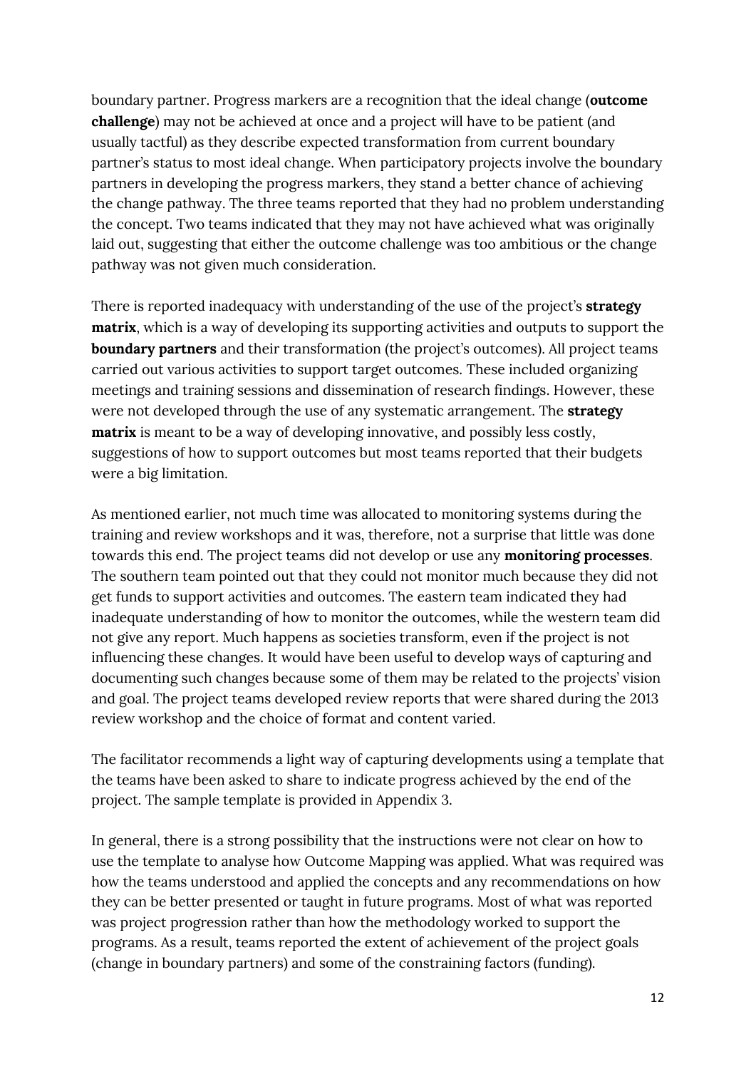boundary partner. Progress markers are a recognition that the ideal change (**outcome challenge**) may not be achieved at once and a project will have to be patient (and usually tactful) as they describe expected transformation from current boundary partner's status to most ideal change. When participatory projects involve the boundary partners in developing the progress markers, they stand a better chance of achieving the change pathway. The three teams reported that they had no problem understanding the concept. Two teams indicated that they may not have achieved what was originally laid out, suggesting that either the outcome challenge was too ambitious or the change pathway was not given much consideration.

There is reported inadequacy with understanding of the use of the project's **strategy matrix**, which is a way of developing its supporting activities and outputs to support the **boundary partners** and their transformation (the project's outcomes). All project teams carried out various activities to support target outcomes. These included organizing meetings and training sessions and dissemination of research findings. However, these were not developed through the use of any systematic arrangement. The **strategy matrix** is meant to be a way of developing innovative, and possibly less costly, suggestions of how to support outcomes but most teams reported that their budgets were a big limitation.

As mentioned earlier, not much time was allocated to monitoring systems during the training and review workshops and it was, therefore, not a surprise that little was done towards this end. The project teams did not develop or use any **monitoring processes**. The southern team pointed out that they could not monitor much because they did not get funds to support activities and outcomes. The eastern team indicated they had inadequate understanding of how to monitor the outcomes, while the western team did not give any report. Much happens as societies transform, even if the project is not influencing these changes. It would have been useful to develop ways of capturing and documenting such changes because some of them may be related to the projects' vision and goal. The project teams developed review reports that were shared during the 2013 review workshop and the choice of format and content varied.

The facilitator recommends a light way of capturing developments using a template that the teams have been asked to share to indicate progress achieved by the end of the project. The sample template is provided in Appendix 3.

In general, there is a strong possibility that the instructions were not clear on how to use the template to analyse how Outcome Mapping was applied. What was required was how the teams understood and applied the concepts and any recommendations on how they can be better presented or taught in future programs. Most of what was reported was project progression rather than how the methodology worked to support the programs. As a result, teams reported the extent of achievement of the project goals (change in boundary partners) and some of the constraining factors (funding).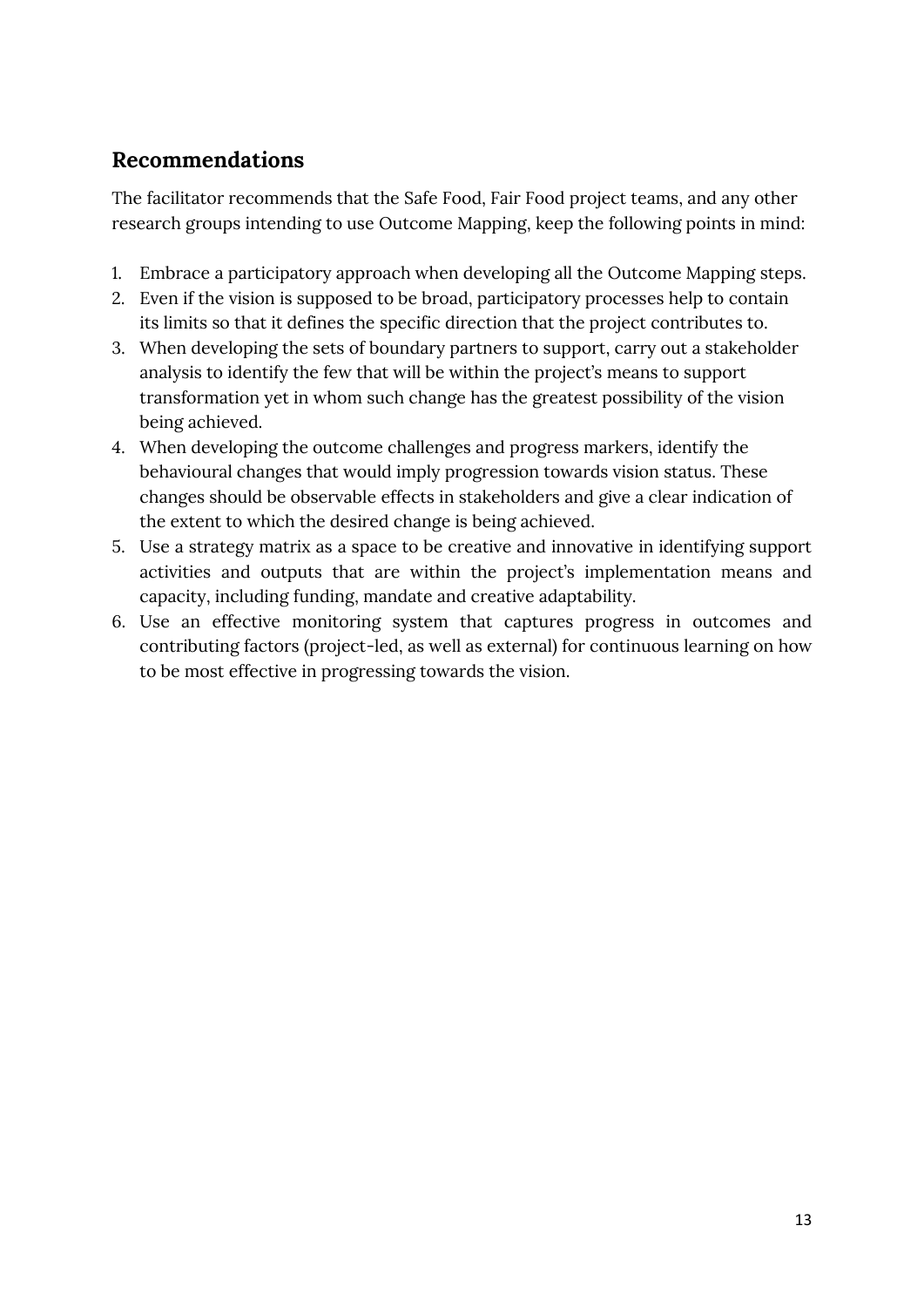## Recommendations

The facilitator recommends that the Safe Food, Fair Food project teams, and any other research groups intending to use Outcome Mapping, keep the following points in mind:

1. Embrace a participatory approach when developing all the Outcome Mapping steps.
2. Even if the vision is supposed to be broad, participatory processes help to contain its limits so that it defines the specific direction that the project contributes to.
3. When developing the sets of boundary partners to support, carry out a stakeholder analysis to identify the few that will be within the project's means to support transformation yet in whom such change has the greatest possibility of the vision being achieved.
4. When developing the outcome challenges and progress markers, identify the behavioural changes that would imply progression towards vision status. These changes should be observable effects in stakeholders and give a clear indication of the extent to which the desired change is being achieved.
5. Use a strategy matrix as a space to be creative and innovative in identifying support activities and outputs that are within the project's implementation means and capacity, including funding, mandate and creative adaptability.
6. Use an effective monitoring system that captures progress in outcomes and contributing factors (project-led, as well as external) for continuous learning on how to be most effective in progressing towards the vision.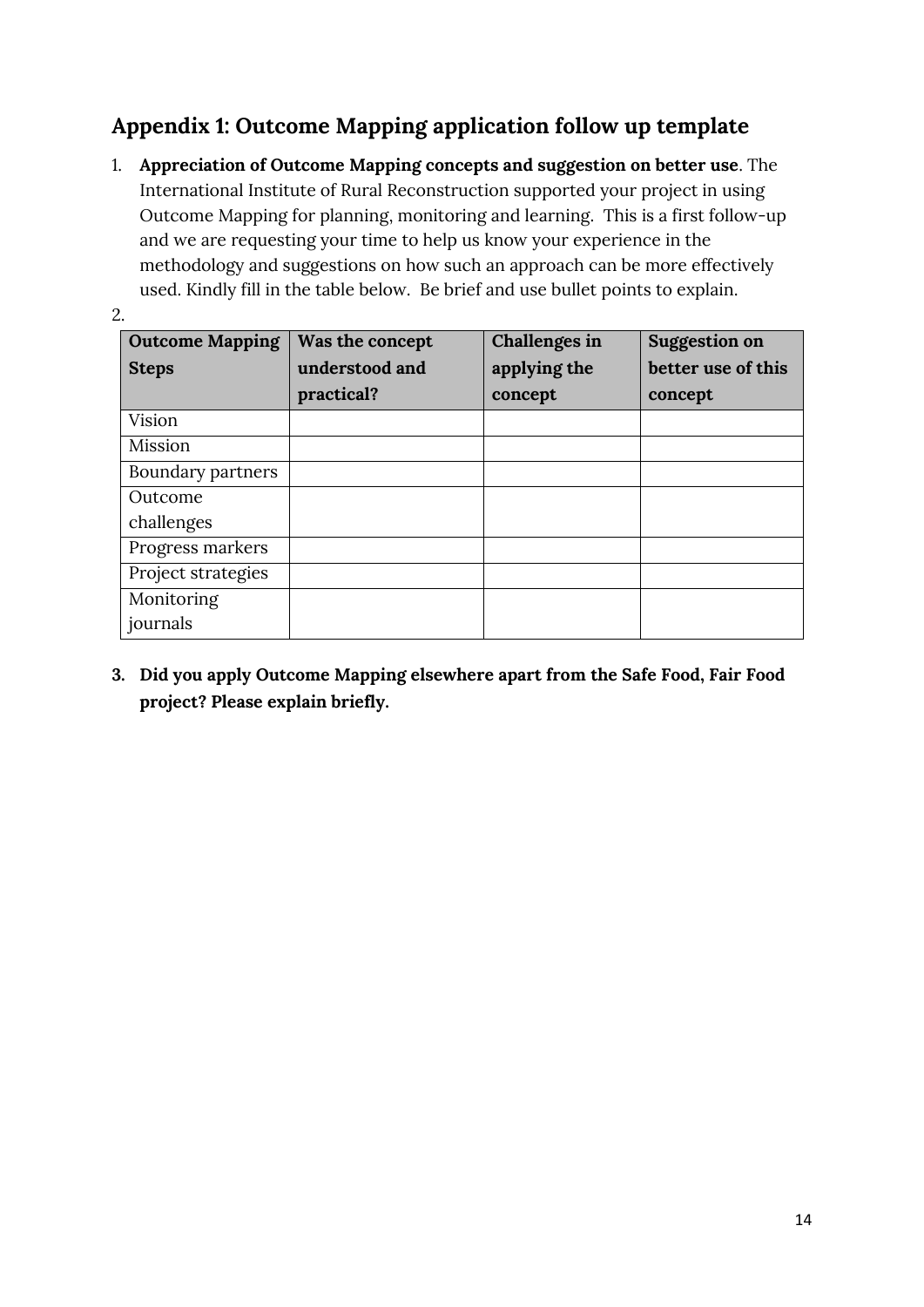## Appendix 1: Outcome Mapping application follow up template

1. **Appreciation of Outcome Mapping concepts and suggestion on better use**. The International Institute of Rural Reconstruction supported your project in using Outcome Mapping for planning, monitoring and learning. This is a first follow-up and we are requesting your time to help us know your experience in the methodology and suggestions on how such an approach can be more effectively used. Kindly fill in the table below. Be brief and use bullet points to explain.
2. 

| **Outcome Mapping Steps** | **Was the concept understood and practical?** | **Challenges in applying the concept** | **Suggestion on better use of this concept** |
|---|---|---|---|
| Vision | | | |
| Mission | | | |
| Boundary partners | | | |
| Outcome challenges | | | |
| Progress markers | | | |
| Project strategies | | | |
| Monitoring journals | | | |

3. **Did you apply Outcome Mapping elsewhere apart from the Safe Food, Fair Food project? Please explain briefly.**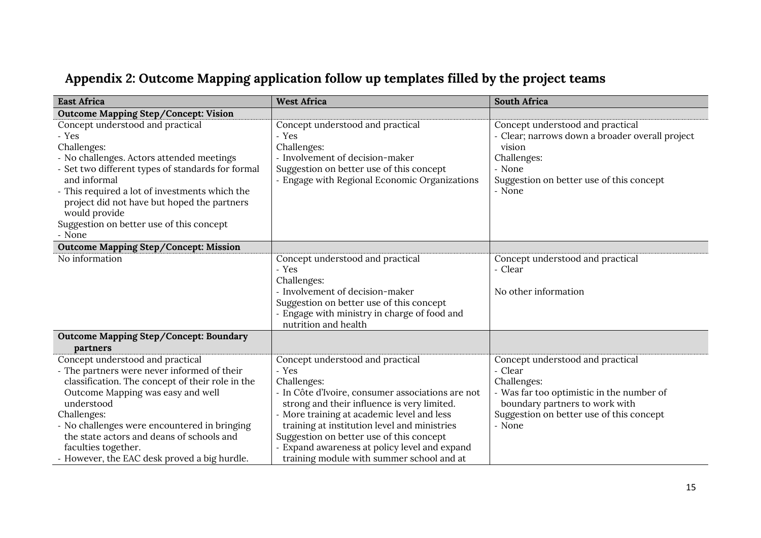## Appendix 2: Outcome Mapping application follow up templates filled by the project teams

| East Africa | West Africa | South Africa |
|---|---|---|
| **Outcome Mapping Step/Concept: Vision** | | |
| Concept understood and practical<br>- Yes<br>Challenges:<br>- No challenges. Actors attended meetings<br>- Set two different types of standards for formal and informal<br>- This required a lot of investments which the project did not have but hoped the partners would provide<br>Suggestion on better use of this concept<br>- None | Concept understood and practical<br>- Yes<br>Challenges:<br>- Involvement of decision-maker<br>Suggestion on better use of this concept<br>- Engage with Regional Economic Organizations | Concept understood and practical<br>- Clear; narrows down a broader overall project vision<br>Challenges:<br>- None<br>Suggestion on better use of this concept<br>- None |
| **Outcome Mapping Step/Concept: Mission** | | |
| No information | Concept understood and practical<br>- Yes<br>Challenges:<br>- Involvement of decision-maker<br>Suggestion on better use of this concept<br>- Engage with ministry in charge of food and nutrition and health | Concept understood and practical<br>- Clear<br><br>No other information |
| **Outcome Mapping Step/Concept: Boundary partners** | | |
| Concept understood and practical<br>- The partners were never informed of their classification. The concept of their role in the Outcome Mapping was easy and well understood<br>Challenges:<br>- No challenges were encountered in bringing the state actors and deans of schools and faculties together.<br>- However, the EAC desk proved a big hurdle. | Concept understood and practical<br>- Yes<br>Challenges:<br>- In Côte d'Ivoire, consumer associations are not strong and their influence is very limited.<br>- More training at academic level and less training at institution level and ministries<br>Suggestion on better use of this concept<br>- Expand awareness at policy level and expand training module with summer school and at | Concept understood and practical<br>- Clear<br>Challenges:<br>- Was far too optimistic in the number of boundary partners to work with<br>Suggestion on better use of this concept<br>- None |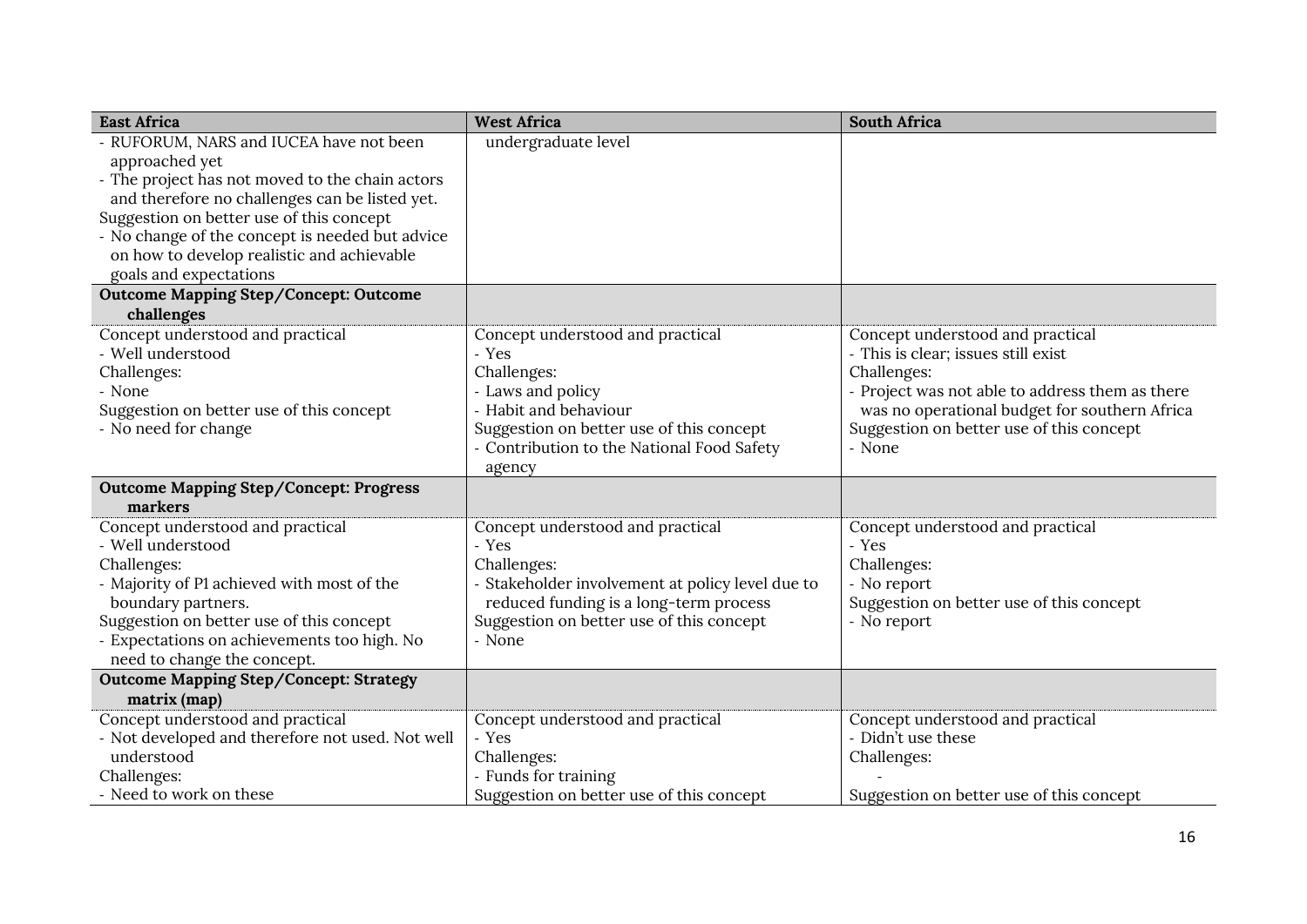| East Africa | West Africa | South Africa |
|---|---|---|
| - RUFORUM, NARS and IUCEA have not been approached yet<br>- The project has not moved to the chain actors and therefore no challenges can be listed yet.<br>Suggestion on better use of this concept<br>- No change of the concept is needed but advice on how to develop realistic and achievable goals and expectations | undergraduate level | |
| **Outcome Mapping Step/Concept: Outcome challenges** | | |
| Concept understood and practical<br>- Well understood<br>Challenges:<br>- None<br>Suggestion on better use of this concept<br>- No need for change | Concept understood and practical<br>- Yes<br>Challenges:<br>- Laws and policy<br>- Habit and behaviour<br>Suggestion on better use of this concept<br>- Contribution to the National Food Safety agency | Concept understood and practical<br>- This is clear; issues still exist<br>Challenges:<br>- Project was not able to address them as there was no operational budget for southern Africa<br>Suggestion on better use of this concept<br>- None |
| **Outcome Mapping Step/Concept: Progress markers** | | |
| Concept understood and practical<br>- Well understood<br>Challenges:<br>- Majority of P1 achieved with most of the boundary partners.<br>Suggestion on better use of this concept<br>- Expectations on achievements too high. No need to change the concept. | Concept understood and practical<br>- Yes<br>Challenges:<br>- Stakeholder involvement at policy level due to reduced funding is a long-term process<br>Suggestion on better use of this concept<br>- None | Concept understood and practical<br>- Yes<br>Challenges:<br>- No report<br>Suggestion on better use of this concept<br>- No report |
| **Outcome Mapping Step/Concept: Strategy matrix (map)** | | |
| Concept understood and practical<br>- Not developed and therefore not used. Not well understood<br>Challenges:<br>- Need to work on these | Concept understood and practical<br>- Yes<br>Challenges:<br>- Funds for training<br>Suggestion on better use of this concept | Concept understood and practical<br>- Didn't use these<br>Challenges:<br>-<br>Suggestion on better use of this concept |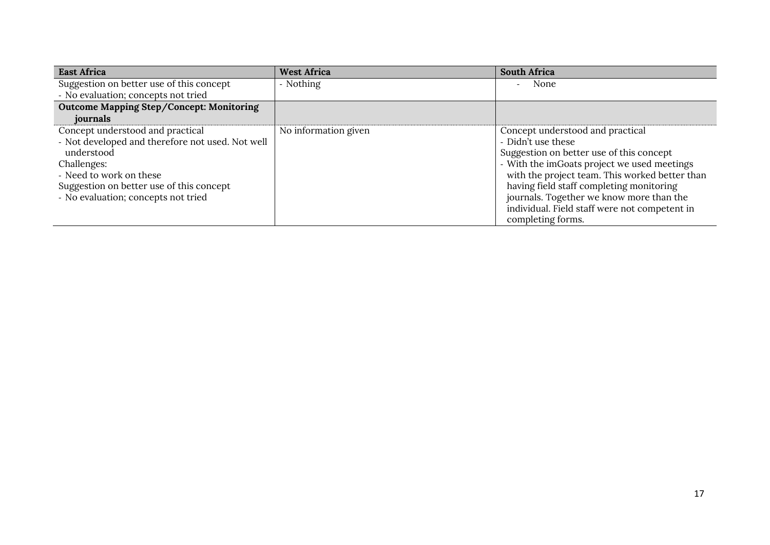| East Africa | West Africa | South Africa |
|---|---|---|
| Suggestion on better use of this concept<br>- No evaluation; concepts not tried | - Nothing | - None |
| **Outcome Mapping Step/Concept: Monitoring journals** | | |
| Concept understood and practical<br>- Not developed and therefore not used. Not well understood<br>Challenges:<br>- Need to work on these<br>Suggestion on better use of this concept<br>- No evaluation; concepts not tried | No information given | Concept understood and practical<br>- Didn't use these<br>Suggestion on better use of this concept<br>- With the imGoats project we used meetings with the project team. This worked better than having field staff completing monitoring journals. Together we know more than the individual. Field staff were not competent in completing forms. |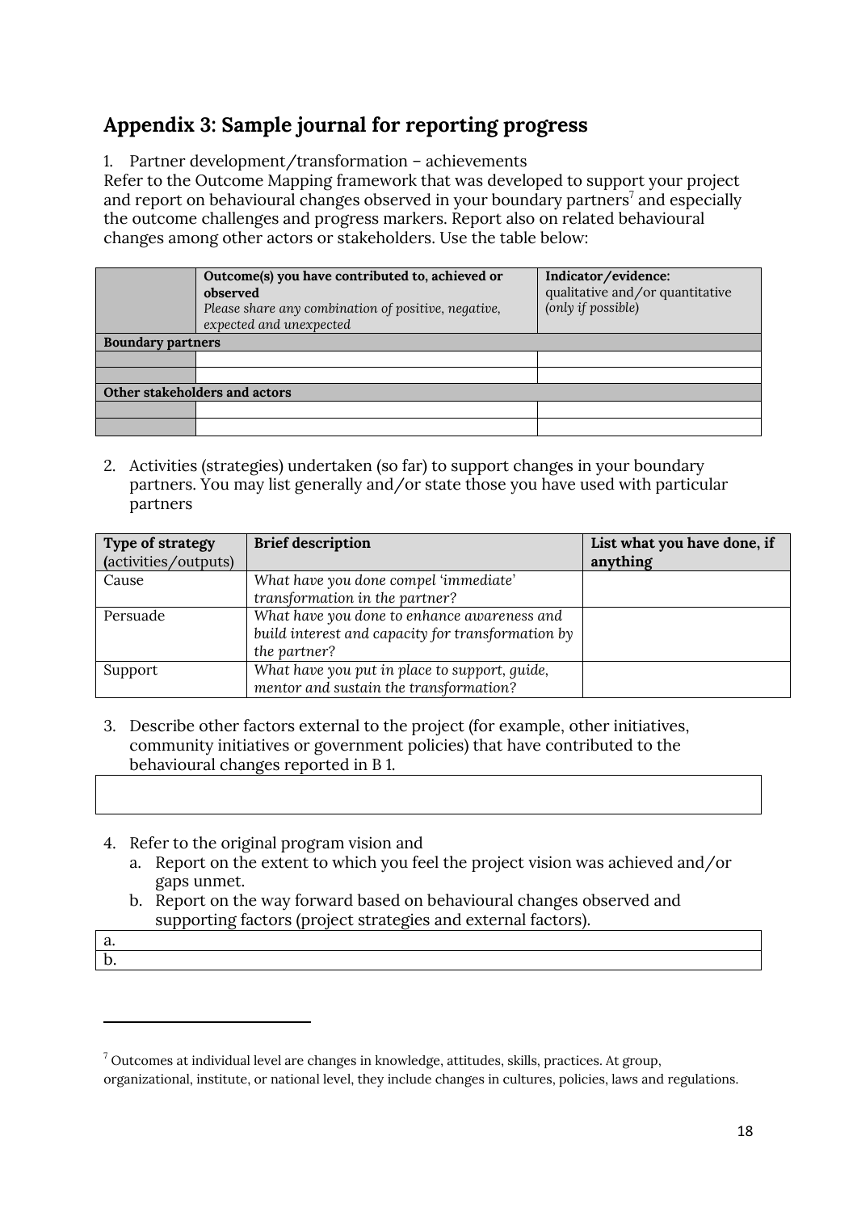## Appendix 3: Sample journal for reporting progress

1. Partner development/transformation – achievements

Refer to the Outcome Mapping framework that was developed to support your project and report on behavioural changes observed in your boundary partners[7] and especially the outcome challenges and progress markers. Report also on related behavioural changes among other actors or stakeholders. Use the table below:

| | **Outcome(s) you have contributed to, achieved or observed** *Please share any combination of positive, negative, expected and unexpected* | **Indicator/evidence:** qualitative and/or quantitative *(only if possible)* |
|---|---|---|
| **Boundary partners** | | |
| | | |
| | | |
| **Other stakeholders and actors** | | |
| | | |
| | | |

2. Activities (strategies) undertaken (so far) to support changes in your boundary partners. You may list generally and/or state those you have used with particular partners

| **Type of strategy** (activities/outputs) | **Brief description** | **List what you have done, if anything** |
|---|---|---|
| Cause | *What have you done compel 'immediate' transformation in the partner?* | |
| Persuade | *What have you done to enhance awareness and build interest and capacity for transformation by the partner?* | |
| Support | *What have you put in place to support, guide, mentor and sustain the transformation?* | |

3. Describe other factors external to the project (for example, other initiatives, community initiatives or government policies) that have contributed to the behavioural changes reported in B 1.

| |
|---|
| |

4. Refer to the original program vision and
   a. Report on the extent to which you feel the project vision was achieved and/or gaps unmet.
   b. Report on the way forward based on behavioural changes observed and supporting factors (project strategies and external factors).

| |
|---|
| a. |
| b. |

[7] Outcomes at individual level are changes in knowledge, attitudes, skills, practices. At group, organizational, institute, or national level, they include changes in cultures, policies, laws and regulations.